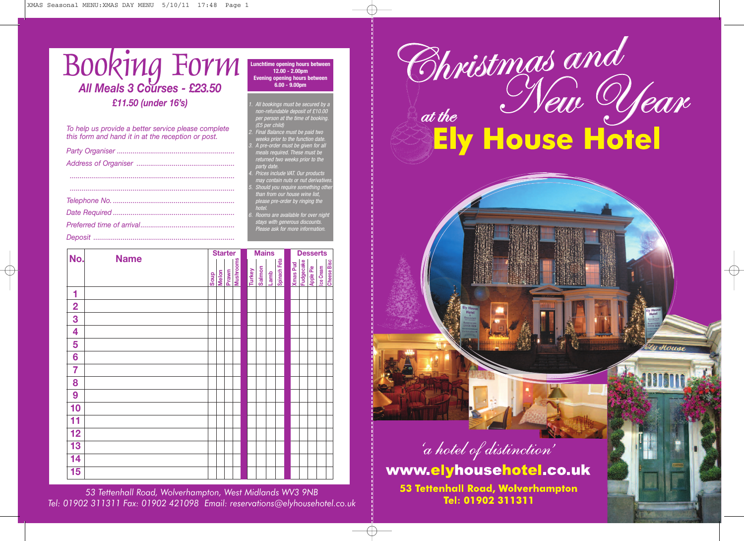# Booking Form

## *All Meals 3 Courses - £23.50*

***£11.50 (under 16's)***

**Lunchtime opening hours between 12.00 - 2.00pm**
**Evening opening hours between 6.00 - 9.00pm**

1. *All bookings must be secured by a non-refundable deposit of £10.00 per person at the time of booking. (£5 per child)*
2. *Final Balance must be paid two weeks prior to the function date.*
3. *A pre-order must be given for all meals required. These must be returned two weeks prior to the party date.*
4. *Prices include VAT. Our products may contain nuts or nut derivatives.*
5. *Should you require something other than from our house wine list, please pre-order by ringing the hotel.*
6. *Rooms are available for over night stays with generous discounts. Please ask for more information.*

*To help us provide a better service please complete this form and hand it in at the reception or post.*

*Party Organiser* ..........................................................

*Address of Organiser* ..................................................

..................................................................................

..................................................................................

*Telephone No.* .............................................................

*Date Required* .............................................................

*Preferred time of arrival*................................................

*Deposit* .......................................................................

| No. | Name | Starter | | | | Mains | | | | Desserts | | | | |
|---|---|---|---|---|---|---|---|---|---|---|---|---|---|---|
| | | Soup | Melon | Prawn | Mushrooms | Turkey | Salmon | Lamb | Spinach Feta | Xmas Pud | Fudgecake | Apple Pie | Ice Cream | Cheese Bisc |
| 1 | | | | | | | | | | | | | | |
| 2 | | | | | | | | | | | | | | |
| 3 | | | | | | | | | | | | | | |
| 4 | | | | | | | | | | | | | | |
| 5 | | | | | | | | | | | | | | |
| 6 | | | | | | | | | | | | | | |
| 7 | | | | | | | | | | | | | | |
| 8 | | | | | | | | | | | | | | |
| 9 | | | | | | | | | | | | | | |
| 10 | | | | | | | | | | | | | | |
| 11 | | | | | | | | | | | | | | |
| 12 | | | | | | | | | | | | | | |
| 13 | | | | | | | | | | | | | | |
| 14 | | | | | | | | | | | | | | |
| 15 | | | | | | | | | | | | | | |

*53 Tettenhall Road, Wolverhampton, West Midlands WV3 9NB*
*Tel: 01902 311311 Fax: 01902 421098 Email: reservations@elyhousehotel.co.uk*

# Christmas and New Year

*at the*

# Ely House Hotel

*'a hotel of distinction'*

**www.elyhousehotel.co.uk**

**53 Tettenhall Road, Wolverhampton**
**Tel: 01902 311311**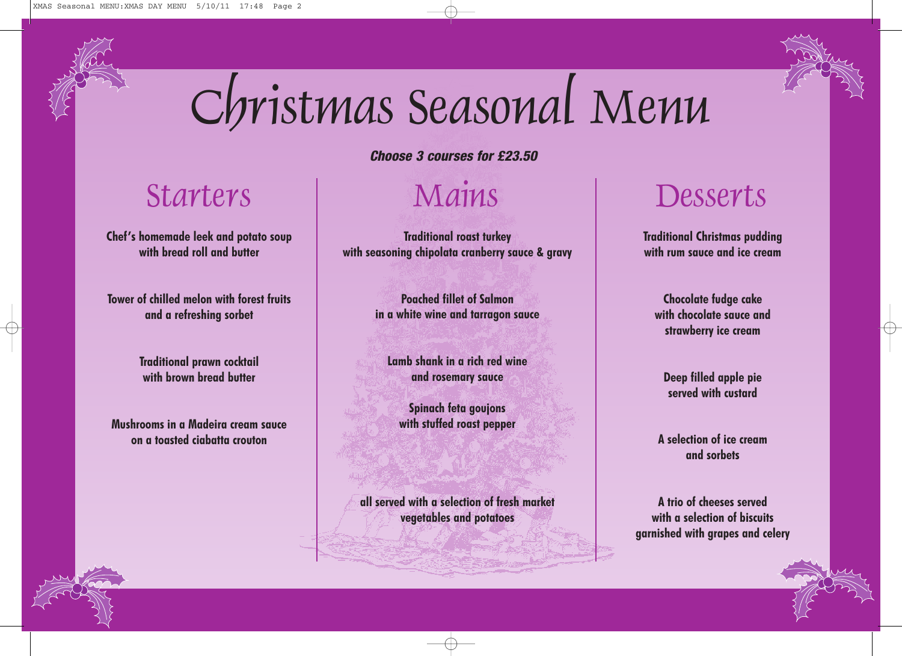# Christmas Seasonal Menu

***Choose 3 courses for £23.50***

## Starters

**Chef's homemade leek and potato soup with bread roll and butter**

**Tower of chilled melon with forest fruits and a refreshing sorbet**

**Traditional prawn cocktail with brown bread butter**

**Mushrooms in a Madeira cream sauce on a toasted ciabatta crouton**

## Mains

**Traditional roast turkey with seasoning chipolata cranberry sauce & gravy**

**Poached fillet of Salmon in a white wine and tarragon sauce**

**Lamb shank in a rich red wine and rosemary sauce**

**Spinach feta goujons with stuffed roast pepper**

**all served with a selection of fresh market vegetables and potatoes**

## Desserts

**Traditional Christmas pudding with rum sauce and ice cream**

**Chocolate fudge cake with chocolate sauce and strawberry ice cream**

**Deep filled apple pie served with custard**

**A selection of ice cream and sorbets**

**A trio of cheeses served with a selection of biscuits garnished with grapes and celery**